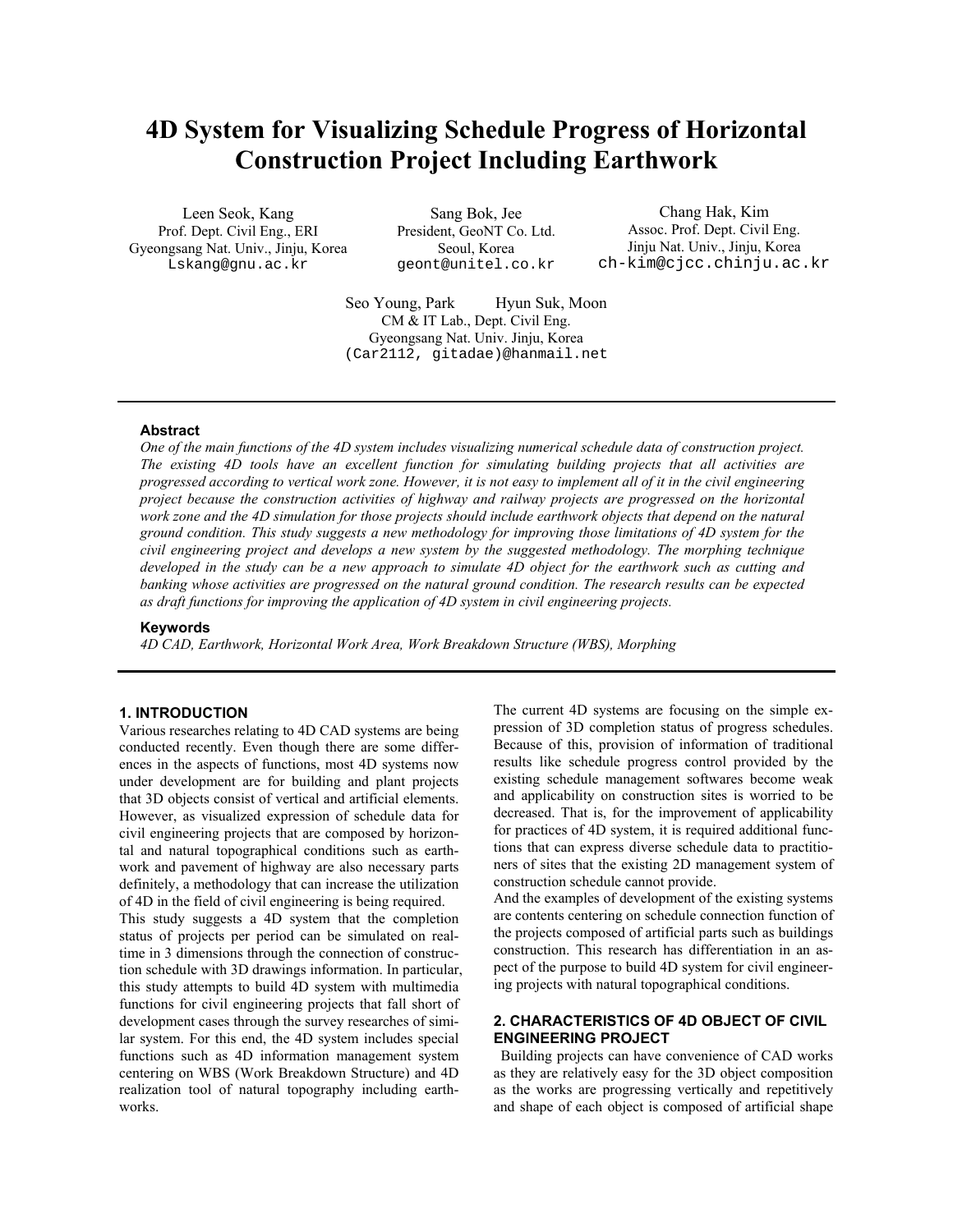# 4D System for Visualizing Schedule Progress of Horizontal Construction Project Including Earthwork

Leen Seok, Kang
Prof. Dept. Civil Eng., ERI
Gyeongsang Nat. Univ., Jinju, Korea
Lskang@gnu.ac.kr

Sang Bok, Jee
President, GeoNT Co. Ltd.
Seoul, Korea
geont@unitel.co.kr

Chang Hak, Kim
Assoc. Prof. Dept. Civil Eng.
Jinju Nat. Univ., Jinju, Korea
ch-kim@cjcc.chinju.ac.kr

Seo Young, Park    Hyun Suk, Moon
CM & IT Lab., Dept. Civil Eng.
Gyeongsang Nat. Univ. Jinju, Korea
(Car2112, gitadae)@hanmail.net

### Abstract

*One of the main functions of the 4D system includes visualizing numerical schedule data of construction project. The existing 4D tools have an excellent function for simulating building projects that all activities are progressed according to vertical work zone. However, it is not easy to implement all of it in the civil engineering project because the construction activities of highway and railway projects are progressed on the horizontal work zone and the 4D simulation for those projects should include earthwork objects that depend on the natural ground condition. This study suggests a new methodology for improving those limitations of 4D system for the civil engineering project and develops a new system by the suggested methodology. The morphing technique developed in the study can be a new approach to simulate 4D object for the earthwork such as cutting and banking whose activities are progressed on the natural ground condition. The research results can be expected as draft functions for improving the application of 4D system in civil engineering projects.*

### Keywords

*4D CAD, Earthwork, Horizontal Work Area, Work Breakdown Structure (WBS), Morphing*

## 1. INTRODUCTION

Various researches relating to 4D CAD systems are being conducted recently. Even though there are some differences in the aspects of functions, most 4D systems now under development are for building and plant projects that 3D objects consist of vertical and artificial elements. However, as visualized expression of schedule data for civil engineering projects that are composed by horizontal and natural topographical conditions such as earthwork and pavement of highway are also necessary parts definitely, a methodology that can increase the utilization of 4D in the field of civil engineering is being required.

This study suggests a 4D system that the completion status of projects per period can be simulated on real-time in 3 dimensions through the connection of construction schedule with 3D drawings information. In particular, this study attempts to build 4D system with multimedia functions for civil engineering projects that fall short of development cases through the survey researches of similar system. For this end, the 4D system includes special functions such as 4D information management system centering on WBS (Work Breakdown Structure) and 4D realization tool of natural topography including earthworks.

The current 4D systems are focusing on the simple expression of 3D completion status of progress schedules. Because of this, provision of information of traditional results like schedule progress control provided by the existing schedule management softwares become weak and applicability on construction sites is worried to be decreased. That is, for the improvement of applicability for practices of 4D system, it is required additional functions that can express diverse schedule data to practitioners of sites that the existing 2D management system of construction schedule cannot provide.

And the examples of development of the existing systems are contents centering on schedule connection function of the projects composed of artificial parts such as buildings construction. This research has differentiation in an aspect of the purpose to build 4D system for civil engineering projects with natural topographical conditions.

## 2. CHARACTERISTICS OF 4D OBJECT OF CIVIL ENGINEERING PROJECT

Building projects can have convenience of CAD works as they are relatively easy for the 3D object composition as the works are progressing vertically and repetitively and shape of each object is composed of artificial shape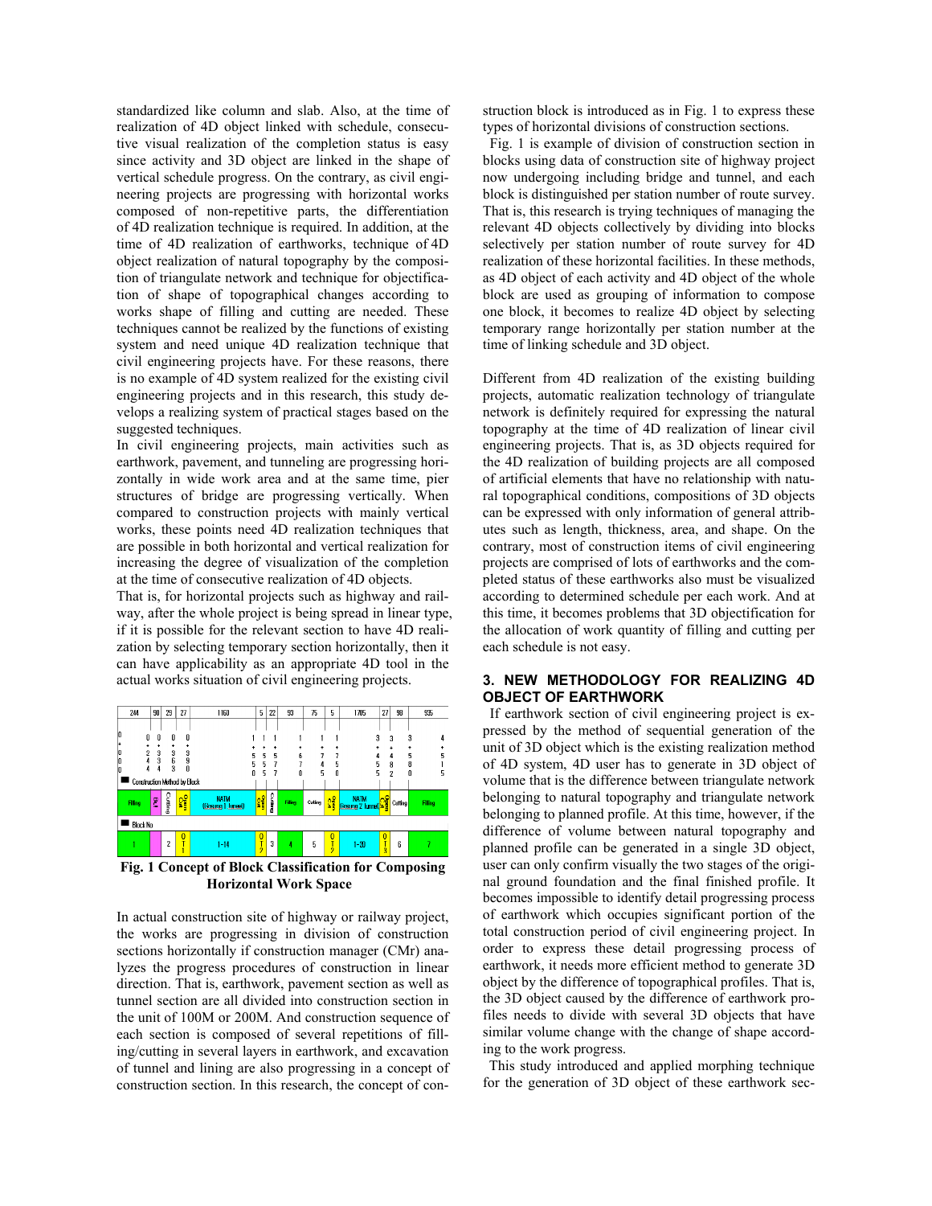standardized like column and slab. Also, at the time of realization of 4D object linked with schedule, consecutive visual realization of the completion status is easy since activity and 3D object are linked in the shape of vertical schedule progress. On the contrary, as civil engineering projects are progressing with horizontal works composed of non-repetitive parts, the differentiation of 4D realization technique is required. In addition, at the time of 4D realization of earthworks, technique of 4D object realization of natural topography by the composition of triangulate network and technique for objectification of shape of topographical changes according to works shape of filling and cutting are needed. These techniques cannot be realized by the functions of existing system and need unique 4D realization technique that civil engineering projects have. For these reasons, there is no example of 4D system realized for the existing civil engineering projects and in this research, this study develops a realizing system of practical stages based on the suggested techniques.

In civil engineering projects, main activities such as earthwork, pavement, and tunneling are progressing horizontally in wide work area and at the same time, pier structures of bridge are progressing vertically. When compared to construction projects with mainly vertical works, these points need 4D realization techniques that are possible in both horizontal and vertical realization for increasing the degree of visualization of the completion at the time of consecutive realization of 4D objects.

That is, for horizontal projects such as highway and railway, after the whole project is being spread in linear type, if it is possible for the relevant section to have 4D realization by selecting temporary section horizontally, then it can have applicability as an appropriate 4D tool in the actual works situation of civil engineering projects.

**Fig. 1 Concept of Block Classification for Composing Horizontal Work Space**

In actual construction site of highway or railway project, the works are progressing in division of construction sections horizontally if construction manager (CMr) analyzes the progress procedures of construction in linear direction. That is, earthwork, pavement section as well as tunnel section are all divided into construction section in the unit of 100M or 200M. And construction sequence of each section is composed of several repetitions of filling/cutting in several layers in earthwork, and excavation of tunnel and lining are also progressing in a concept of construction section. In this research, the concept of construction block is introduced as in Fig. 1 to express these types of horizontal divisions of construction sections.

Fig. 1 is example of division of construction section in blocks using data of construction site of highway project now undergoing including bridge and tunnel, and each block is distinguished per station number of route survey. That is, this research is trying techniques of managing the relevant 4D objects collectively by dividing into blocks selectively per station number of route survey for 4D realization of these horizontal facilities. In these methods, as 4D object of each activity and 4D object of the whole block are used as grouping of information to compose one block, it becomes to realize 4D object by selecting temporary range horizontally per station number at the time of linking schedule and 3D object.

Different from 4D realization of the existing building projects, automatic realization technology of triangulate network is definitely required for expressing the natural topography at the time of 4D realization of linear civil engineering projects. That is, as 3D objects required for the 4D realization of building projects are all composed of artificial elements that have no relationship with natural topographical conditions, compositions of 3D objects can be expressed with only information of general attributes such as length, thickness, area, and shape. On the contrary, most of construction items of civil engineering projects are comprised of lots of earthworks and the completed status of these earthworks also must be visualized according to determined schedule per each work. And at this time, it becomes problems that 3D objectification for the allocation of work quantity of filling and cutting per each schedule is not easy.

## 3. NEW METHODOLOGY FOR REALIZING 4D OBJECT OF EARTHWORK

If earthwork section of civil engineering project is expressed by the method of sequential generation of the unit of 3D object which is the existing realization method of 4D system, 4D user has to generate in 3D object of volume that is the difference between triangulate network belonging to natural topography and triangulate network belonging to planned profile. At this time, however, if the difference of volume between natural topography and planned profile can be generated in a single 3D object, user can only confirm visually the two stages of the original ground foundation and the final finished profile. It becomes impossible to identify detail progressing process of earthwork which occupies significant portion of the total construction period of civil engineering project. In order to express these detail progressing process of earthwork, it needs more efficient method to generate 3D object by the difference of topographical profiles. That is, the 3D object caused by the difference of earthwork profiles needs to divide with several 3D objects that have similar volume change with the change of shape according to the work progress.

This study introduced and applied morphing technique for the generation of 3D object of these earthwork sec-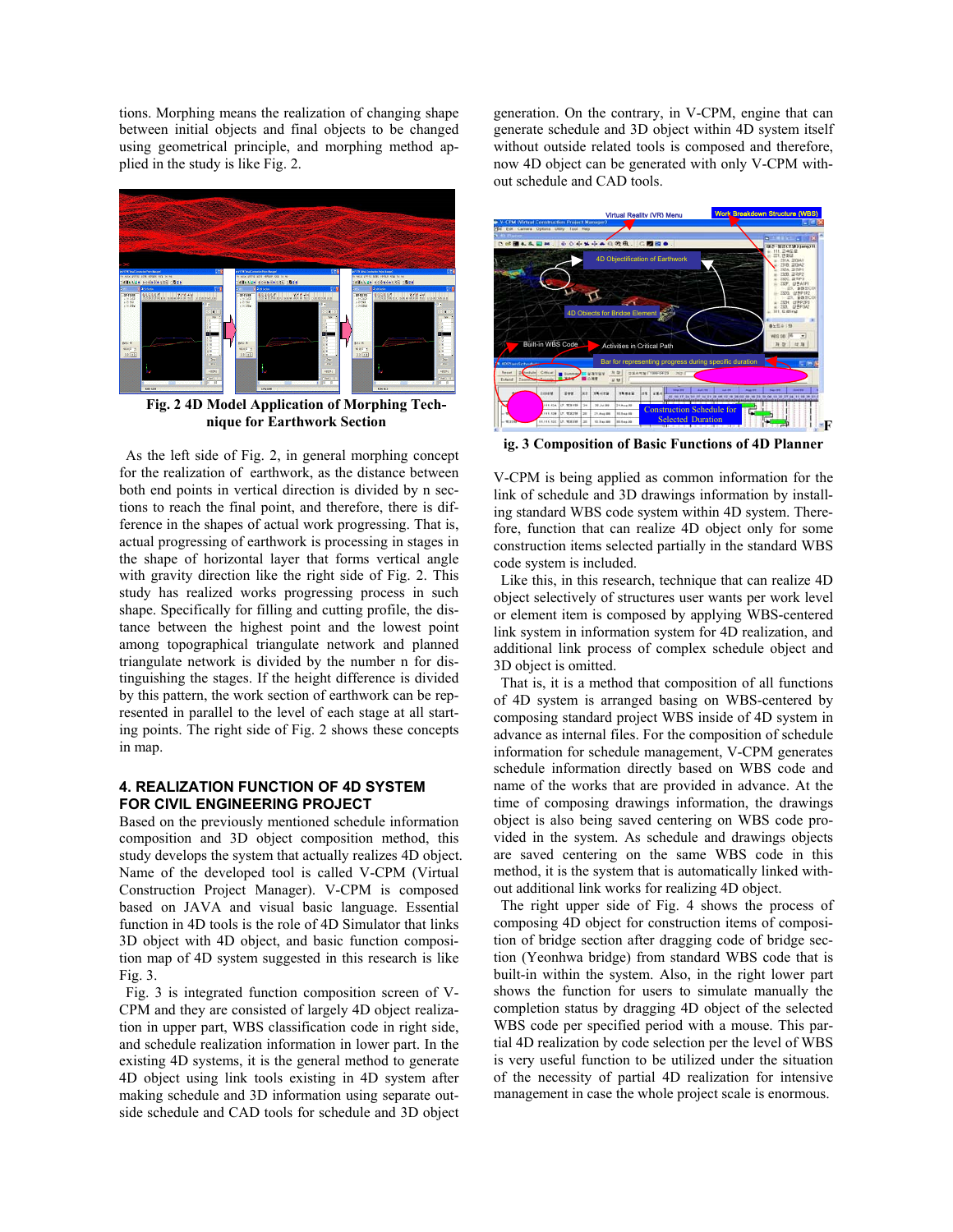tions. Morphing means the realization of changing shape between initial objects and final objects to be changed using geometrical principle, and morphing method applied in the study is like Fig. 2.

**Fig. 2 4D Model Application of Morphing Technique for Earthwork Section**

As the left side of Fig. 2, in general morphing concept for the realization of earthwork, as the distance between both end points in vertical direction is divided by n sections to reach the final point, and therefore, there is difference in the shapes of actual work progressing. That is, actual progressing of earthwork is processing in stages in the shape of horizontal layer that forms vertical angle with gravity direction like the right side of Fig. 2. This study has realized works progressing process in such shape. Specifically for filling and cutting profile, the distance between the highest point and the lowest point among topographical triangulate network and planned triangulate network is divided by the number n for distinguishing the stages. If the height difference is divided by this pattern, the work section of earthwork can be represented in parallel to the level of each stage at all starting points. The right side of Fig. 2 shows these concepts in map.

## 4. REALIZATION FUNCTION OF 4D SYSTEM FOR CIVIL ENGINEERING PROJECT

Based on the previously mentioned schedule information composition and 3D object composition method, this study develops the system that actually realizes 4D object. Name of the developed tool is called V-CPM (Virtual Construction Project Manager). V-CPM is composed based on JAVA and visual basic language. Essential function in 4D tools is the role of 4D Simulator that links 3D object with 4D object, and basic function composition map of 4D system suggested in this research is like Fig. 3.

Fig. 3 is integrated function composition screen of V-CPM and they are consisted of largely 4D object realization in upper part, WBS classification code in right side, and schedule realization information in lower part. In the existing 4D systems, it is the general method to generate 4D object using link tools existing in 4D system after making schedule and 3D information using separate outside schedule and CAD tools for schedule and 3D object generation. On the contrary, in V-CPM, engine that can generate schedule and 3D object within 4D system itself without related tools is composed and therefore, now 4D object can be generated with only V-CPM without schedule and CAD tools.

**Fig. 3 Composition of Basic Functions of 4D Planner**

V-CPM is being applied as common information for the link of schedule and 3D drawings information by installing standard WBS code system within 4D system. Therefore, function that can realize 4D object only for some construction items selected partially in the standard WBS code system is included.

Like this, in this research, technique that can realize 4D object selectively of structures user wants per work level or element item is composed by applying WBS-centered link system in information system for 4D realization, and additional link process of complex schedule object and 3D object is omitted.

That is, it is a method that composition of all functions of 4D system is arranged basing on WBS-centered by composing standard project WBS inside of 4D system in advance as internal files. For the composition of schedule information for schedule management, V-CPM generates schedule information directly based on WBS code and name of the works that are provided in advance. At the time of composing drawings information, the drawings object is also being saved centering on WBS code provided in the system. As schedule and drawings objects are saved centering on the same WBS code in this method, it is the system that is automatically linked without additional link works for realizing 4D object.

The right upper side of Fig. 4 shows the process of composing 4D object for construction items of composition of bridge section after dragging code of bridge section (Yeonhwa bridge) from standard WBS code that is built-in within the system. Also, in the right lower part shows the function for users to simulate manually the completion status by dragging 4D object of the selected WBS code per specified period with a mouse. This partial 4D realization by code selection per the level of WBS is very useful function to be utilized under the situation of the necessity of partial 4D realization for intensive management in case the whole project scale is enormous.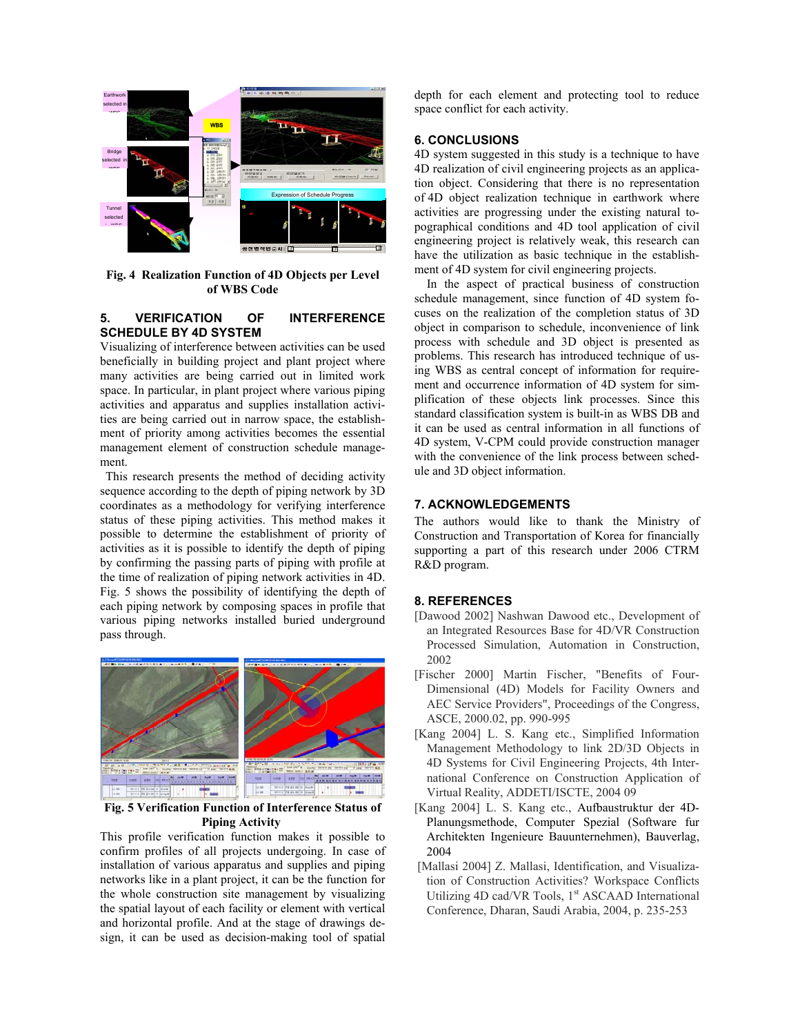**Fig. 4 Realization Function of 4D Objects per Level of WBS Code**

## 5. VERIFICATION OF INTERFERENCE SCHEDULE BY 4D SYSTEM

Visualizing of interference between activities can be used beneficially in building project and plant project where many activities are being carried out in limited work space. In particular, in plant project where various piping activities and apparatus and supplies installation activities are being carried out in narrow space, the establishment of priority among activities becomes the essential management element of construction schedule management.

This research presents the method of deciding activity sequence according to the depth of piping network by 3D coordinates as a methodology for verifying interference status of these piping activities. This method makes it possible to determine the establishment of priority of activities as it is possible to identify the depth of piping by confirming the passing parts of piping with profile at the time of realization of piping network activities in 4D. Fig. 5 shows the possibility of identifying the depth of each piping network by composing spaces in profile that various piping networks installed buried underground pass through.

**Fig. 5 Verification Function of Interference Status of Piping Activity**

This profile verification function makes it possible to confirm profiles of all projects undergoing. In case of installation of various apparatus and supplies and piping networks like in a plant project, it can be the function for the whole construction site management by visualizing the spatial layout of each facility or element with vertical and horizontal profile. And at the stage of drawings design, it can be used as decision-making tool of spatial depth for each element and protecting tool to reduce space conflict for each activity.

## 6. CONCLUSIONS

4D system suggested in this study is a technique to have 4D realization of civil engineering projects as an application object. Considering that there is no representation of 4D object realization technique in earthwork where activities are progressing under the existing natural topographical conditions and 4D tool application of civil engineering project is relatively weak, this research can have the utilization as basic technique in the establishment of 4D system for civil engineering projects.

In the aspect of practical business of construction schedule management, since function of 4D system focuses on the completion status of 3D object in comparison to schedule, inconvenience of link process with schedule and 3D object is presented as problems. This research has introduced technique of using WBS as central concept of information for requirement and occurrence information of 4D system for simplification of these objects link processes. Since this standard classification system is built-in as WBS DB and it can be used as central information in all functions of 4D system, V-CPM could provide construction manager with the convenience of the link process between schedule and 3D object information.

## 7. ACKNOWLEDGEMENTS

The authors would like to thank the Ministry of Construction and Transportation of Korea for financially supporting a part of this research under 2006 CTRM R&D program.

## 8. REFERENCES

[Dawood 2002] Nashwan Dawood etc., Development of an Integrated Resources Base for 4D/VR Construction Processed Simulation, Automation in Construction, 2002

[Fischer 2000] Martin Fischer, "Benefits of Four-Dimensional (4D) Models for Facility Owners and AEC Service Providers", Proceedings of the Congress, ASCE, 2000.02, pp. 990-995

[Kang 2004] L. S. Kang etc., Simplified Information Management Methodology to link 2D/3D Objects in 4D Systems for Civil Engineering Projects, 4th International Conference on Construction Application of Virtual Reality, ADDETI/ISCTE, 2004 09

[Kang 2004] L. S. Kang etc., Aufbaustruktur der 4D-Planungsmethode, Computer Spezial (Software fur Architekten Ingenieure Bauunternehmen), Bauverlag, 2004

[Mallasi 2004] Z. Mallasi, Identification, and Visualization of Construction Activities? Workspace Conflicts Utilizing 4D cad/VR Tools, 1st ASCAAD International Conference, Dharan, Saudi Arabia, 2004, p. 235-253